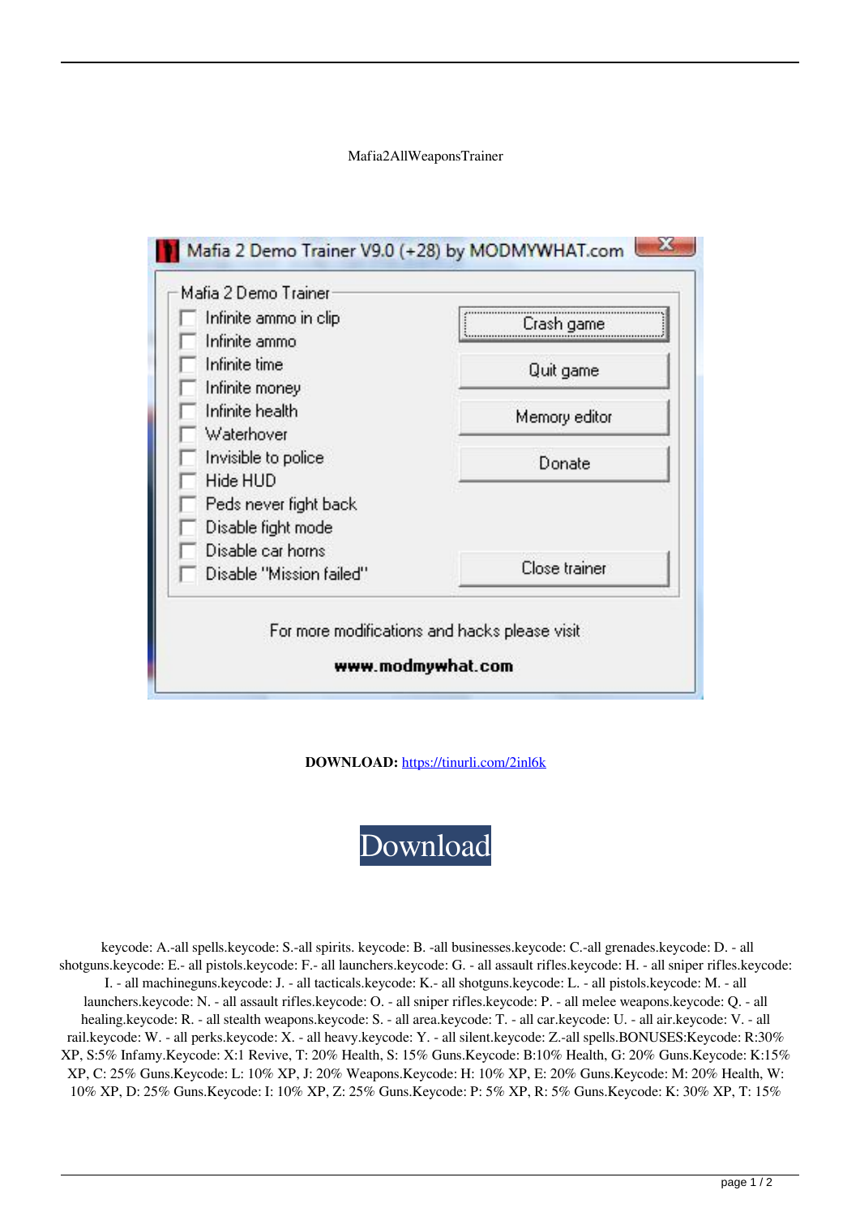Mafia2AllWeaponsTrainer

Mafia 2 Demo Trainer V9.0 (+28) by MODMYWHAT.com

Mafia 2 Demo Trainer

- Infinite ammo in clip
- Infinite ammo
- Infinite time
- Infinite money
- Infinite health
- Waterhover
- Invisible to police
- Hide HUD
- Peds never fight back
- Disable fight mode
- Disable car horns
- Disable "Mission failed"

Crash game

Quit game

Memory editor

Donate

Close trainer

For more modifications and hacks please visit

**www.modmywhat.com**

**DOWNLOAD:** https://tinurli.com/2inl6k

Download

keycode: A.-all spells.keycode: S.-all spirits. keycode: B. -all businesses.keycode: C.-all grenades.keycode: D. - all shotguns.keycode: E.- all pistols.keycode: F.- all launchers.keycode: G. - all assault rifles.keycode: H. - all sniper rifles.keycode: I. - all machineguns.keycode: J. - all tacticals.keycode: K.- all shotguns.keycode: L. - all pistols.keycode: M. - all launchers.keycode: N. - all assault rifles.keycode: O. - all sniper rifles.keycode: P. - all melee weapons.keycode: Q. - all healing.keycode: R. - all stealth weapons.keycode: S. - all area.keycode: T. - all car.keycode: U. - all air.keycode: V. - all rail.keycode: W. - all perks.keycode: X. - all heavy.keycode: Y. - all silent.keycode: Z.-all spells.BONUSES:Keycode: R:30% XP, S:5% Infamy.Keycode: X:1 Revive, T: 20% Health, S: 15% Guns.Keycode: B:10% Health, G: 20% Guns.Keycode: K:15% XP, C: 25% Guns.Keycode: L: 10% XP, J: 20% Weapons.Keycode: H: 10% XP, E: 20% Guns.Keycode: M: 20% Health, W: 10% XP, D: 25% Guns.Keycode: I: 10% XP, Z: 25% Guns.Keycode: P: 5% XP, R: 5% Guns.Keycode: K: 30% XP, T: 15%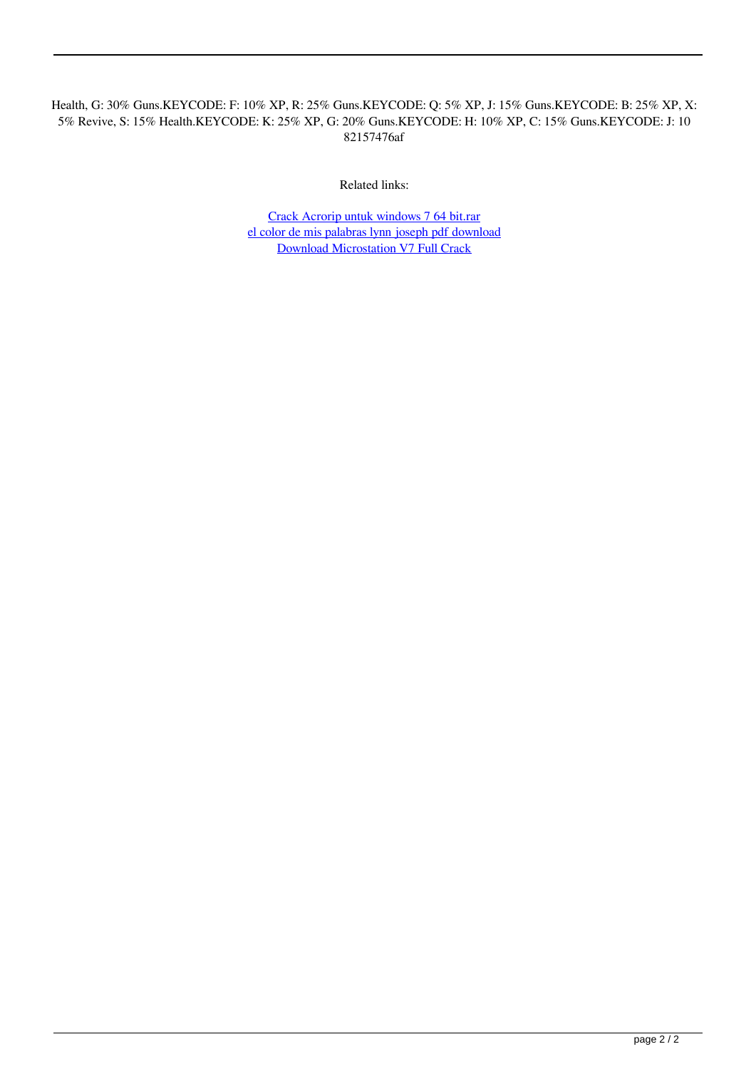Health, G: 30% Guns.KEYCODE: F: 10% XP, R: 25% Guns.KEYCODE: Q: 5% XP, J: 15% Guns.KEYCODE: B: 25% XP, X: 5% Revive, S: 15% Health.KEYCODE: K: 25% XP, G: 20% Guns.KEYCODE: H: 10% XP, C: 15% Guns.KEYCODE: J: 10 82157476af

Related links:

Crack Acrorip untuk windows 7 64 bit.rar
el color de mis palabras lynn joseph pdf download
Download Microstation V7 Full Crack